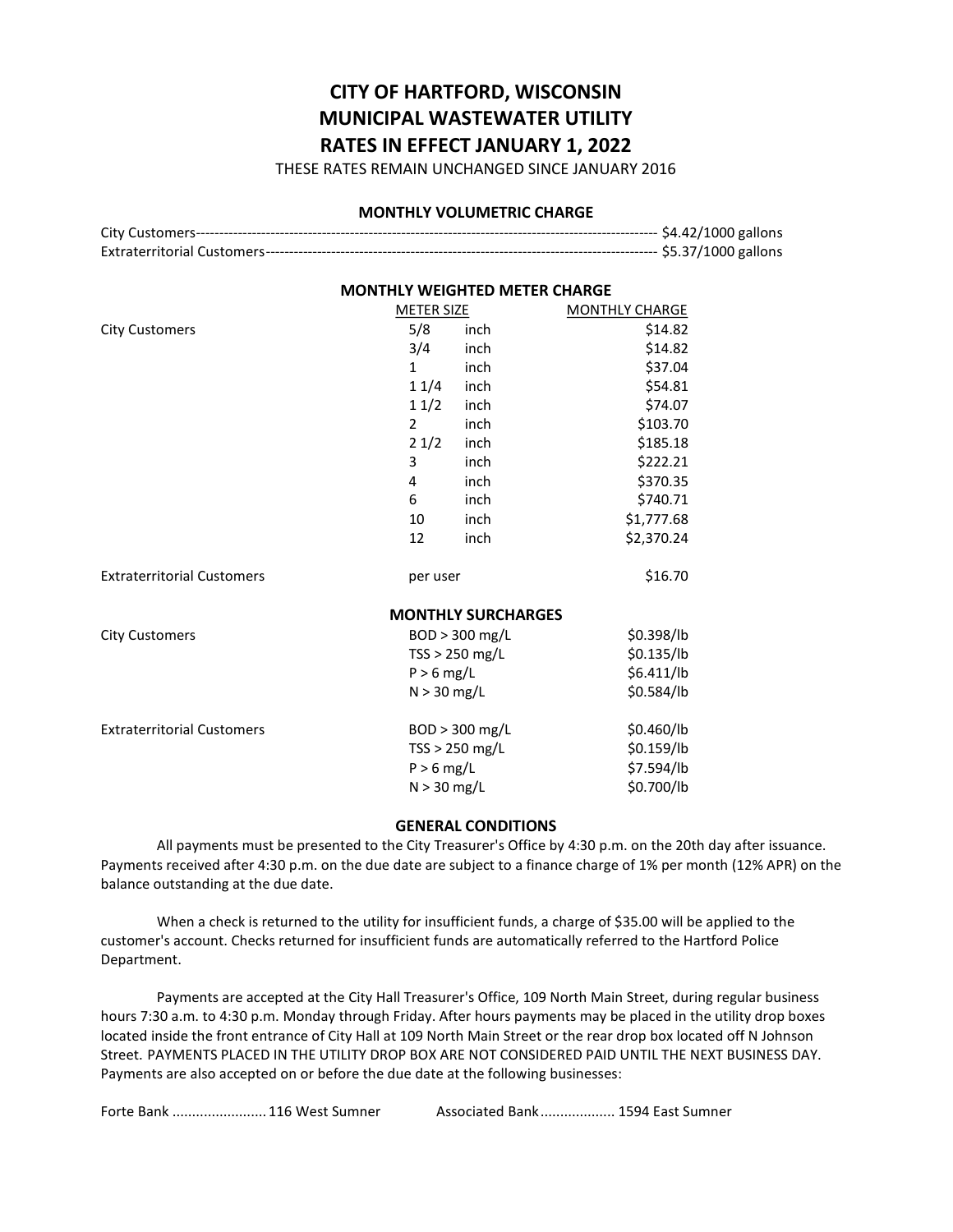# CITY OF HARTFORD, WISCONSIN
# MUNICIPAL WASTEWATER UTILITY
# RATES IN EFFECT JANUARY 1, 2022

THESE RATES REMAIN UNCHANGED SINCE JANUARY 2016

### MONTHLY VOLUMETRIC CHARGE

| | |
|---|---|
| City Customers | $4.42/1000 gallons |
| Extraterritorial Customers | $5.37/1000 gallons |

### MONTHLY WEIGHTED METER CHARGE

| | METER SIZE | | MONTHLY CHARGE |
|---|---|---|---|
| City Customers | 5/8 | inch | $14.82 |
| | 3/4 | inch | $14.82 |
| | 1 | inch | $37.04 |
| | 1 1/4 | inch | $54.81 |
| | 1 1/2 | inch | $74.07 |
| | 2 | inch | $103.70 |
| | 2 1/2 | inch | $185.18 |
| | 3 | inch | $222.21 |
| | 4 | inch | $370.35 |
| | 6 | inch | $740.71 |
| | 10 | inch | $1,777.68 |
| | 12 | inch | $2,370.24 |
| Extraterritorial Customers | per user | | $16.70 |

### MONTHLY SURCHARGES

| | | |
|---|---|---|
| City Customers | BOD > 300 mg/L | $0.398/lb |
| | TSS > 250 mg/L | $0.135/lb |
| | P > 6 mg/L | $6.411/lb |
| | N > 30 mg/L | $0.584/lb |
| Extraterritorial Customers | BOD > 300 mg/L | $0.460/lb |
| | TSS > 250 mg/L | $0.159/lb |
| | P > 6 mg/L | $7.594/lb |
| | N > 30 mg/L | $0.700/lb |

### GENERAL CONDITIONS

All payments must be presented to the City Treasurer's Office by 4:30 p.m. on the 20th day after issuance. Payments received after 4:30 p.m. on the due date are subject to a finance charge of 1% per month (12% APR) on the balance outstanding at the due date.

When a check is returned to the utility for insufficient funds, a charge of $35.00 will be applied to the customer's account. Checks returned for insufficient funds are automatically referred to the Hartford Police Department.

Payments are accepted at the City Hall Treasurer's Office, 109 North Main Street, during regular business hours 7:30 a.m. to 4:30 p.m. Monday through Friday. After hours payments may be placed in the utility drop boxes located inside the front entrance of City Hall at 109 North Main Street or the rear drop box located off N Johnson Street. PAYMENTS PLACED IN THE UTILITY DROP BOX ARE NOT CONSIDERED PAID UNTIL THE NEXT BUSINESS DAY. Payments are also accepted on or before the due date at the following businesses:

Forte Bank ........................ 116 West Sumner    Associated Bank................... 1594 East Sumner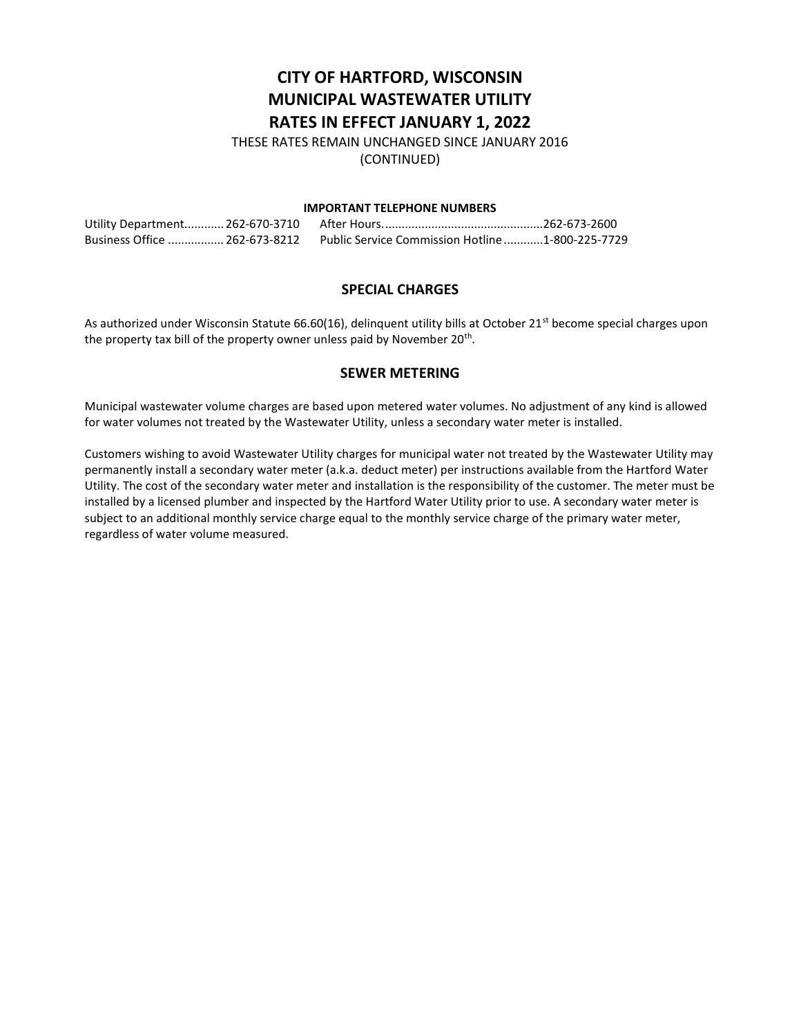# CITY OF HARTFORD, WISCONSIN
# MUNICIPAL WASTEWATER UTILITY
# RATES IN EFFECT JANUARY 1, 2022

THESE RATES REMAIN UNCHANGED SINCE JANUARY 2016
(CONTINUED)

**IMPORTANT TELEPHONE NUMBERS**

Utility Department............ 262-670-3710 After Hours................................................262-673-2600
Business Office ................. 262-673-8212 Public Service Commission Hotline ............1-800-225-7729

## SPECIAL CHARGES

As authorized under Wisconsin Statute 66.60(16), delinquent utility bills at October 21st become special charges upon the property tax bill of the property owner unless paid by November 20th.

## SEWER METERING

Municipal wastewater volume charges are based upon metered water volumes. No adjustment of any kind is allowed for water volumes not treated by the Wastewater Utility, unless a secondary water meter is installed.

Customers wishing to avoid Wastewater Utility charges for municipal water not treated by the Wastewater Utility may permanently install a secondary water meter (a.k.a. deduct meter) per instructions available from the Hartford Water Utility. The cost of the secondary water meter and installation is the responsibility of the customer. The meter must be installed by a licensed plumber and inspected by the Hartford Water Utility prior to use. A secondary water meter is subject to an additional monthly service charge equal to the monthly service charge of the primary water meter, regardless of water volume measured.